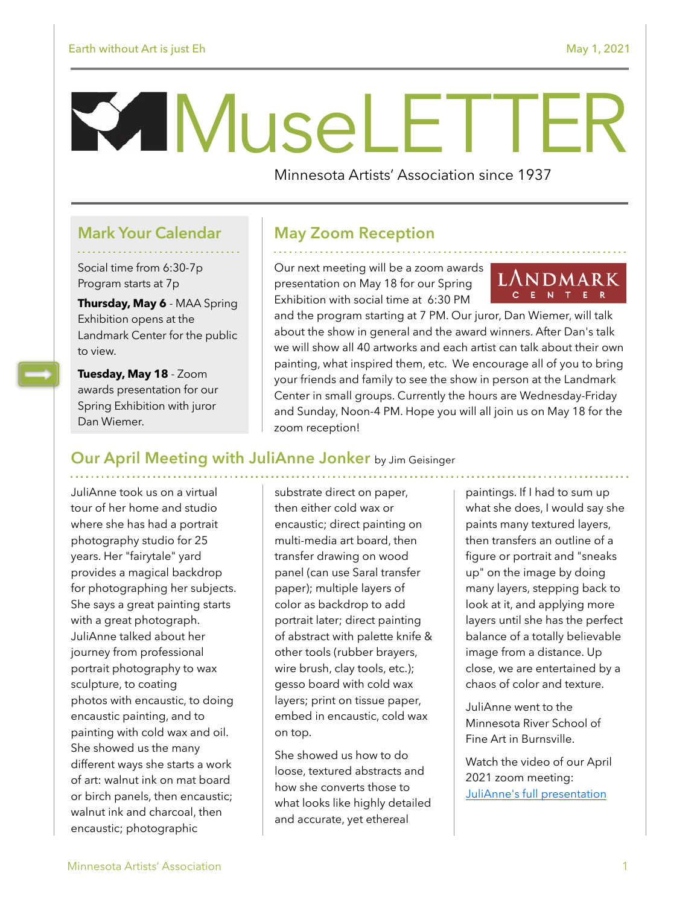# MuseLETTER

Minnesota Artists' Association since 1937

## Mark Your Calendar

Social time from 6:30-7p
Program starts at 7p

**Thursday, May 6** - MAA Spring Exhibition opens at the Landmark Center for the public to view.

**Tuesday, May 18** - Zoom awards presentation for our Spring Exhibition with juror Dan Wiemer.

## May Zoom Reception

Our next meeting will be a zoom awards presentation on May 18 for our Spring Exhibition with social time at 6:30 PM and the program starting at 7 PM. Our juror, Dan Wiemer, will talk about the show in general and the award winners. After Dan's talk we will show all 40 artworks and each artist can talk about their own painting, what inspired them, etc. We encourage all of you to bring your friends and family to see the show in person at the Landmark Center in small groups. Currently the hours are Wednesday-Friday and Sunday, Noon-4 PM. Hope you will all join us on May 18 for the zoom reception!

## Our April Meeting with JuliAnne Jonker by Jim Geisinger

JuliAnne took us on a virtual tour of her home and studio where she has had a portrait photography studio for 25 years. Her "fairytale" yard provides a magical backdrop for photographing her subjects. She says a great painting starts with a great photograph. JuliAnne talked about her journey from professional portrait photography to wax sculpture, to coating photos with encaustic, to doing encaustic painting, and to painting with cold wax and oil. She showed us the many different ways she starts a work of art: walnut ink on mat board or birch panels, then encaustic; walnut ink and charcoal, then encaustic; photographic substrate direct on paper, then either cold wax or encaustic; direct painting on multi-media art board, then transfer drawing on wood panel (can use Saral transfer paper); multiple layers of color as backdrop to add portrait later; direct painting of abstract with palette knife & other tools (rubber brayers, wire brush, clay tools, etc.); gesso board with cold wax layers; print on tissue paper, embed in encaustic, cold wax on top.

She showed us how to do loose, textured abstracts and how she converts those to what looks like highly detailed and accurate, yet ethereal paintings. If I had to sum up what she does, I would say she paints many textured layers, then transfers an outline of a figure or portrait and "sneaks up" on the image by doing many layers, stepping back to look at it, and applying more layers until she has the perfect balance of a totally believable image from a distance. Up close, we are entertained by a chaos of color and texture.

JuliAnne went to the Minnesota River School of Fine Art in Burnsville.

Watch the video of our April 2021 zoom meeting: JuliAnne's full presentation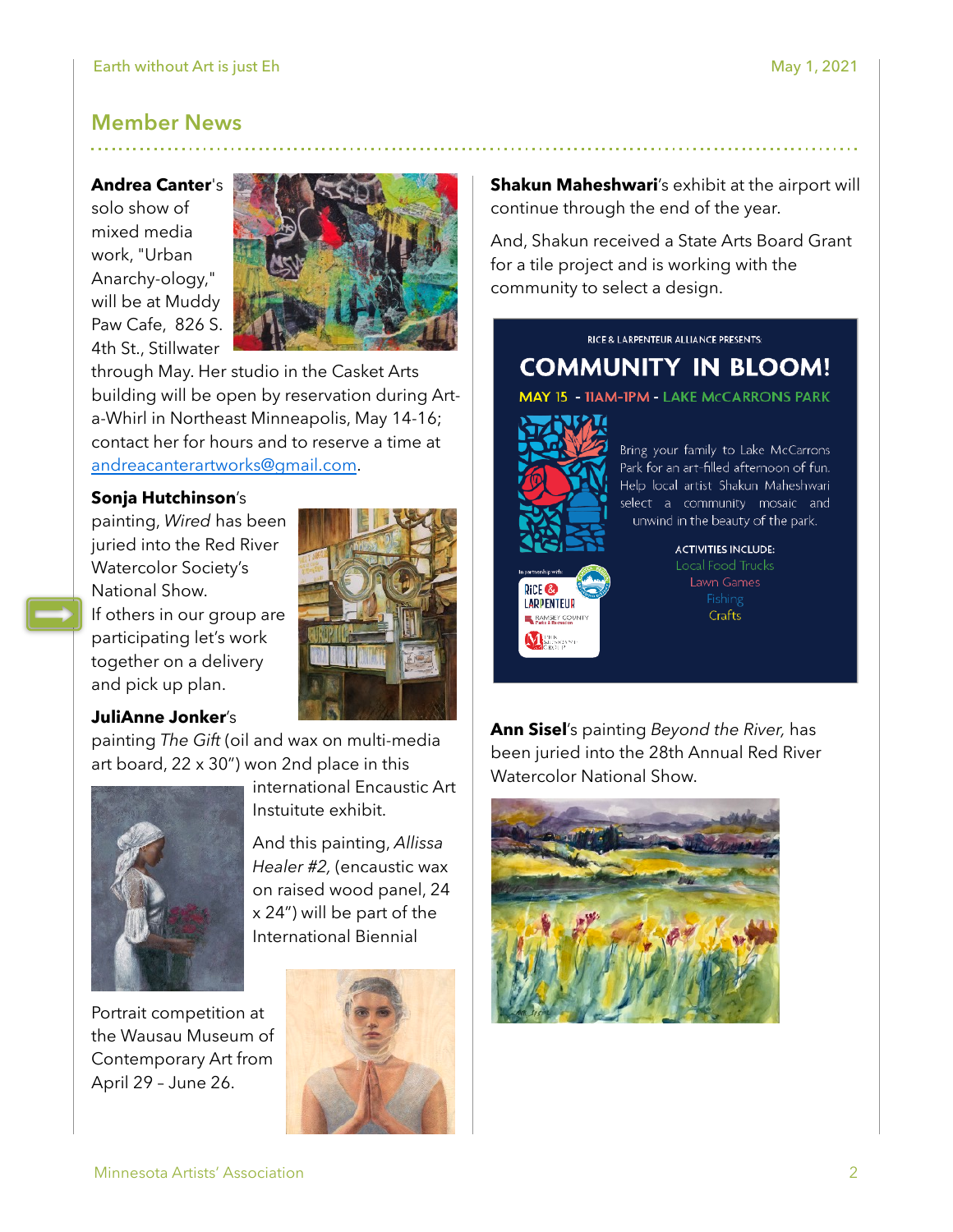## Member News

**Andrea Canter**'s solo show of mixed media work, "Urban Anarchy-ology," will be at Muddy Paw Cafe, 826 S. 4th St., Stillwater through May. Her studio in the Casket Arts building will be open by reservation during Art-a-Whirl in Northeast Minneapolis, May 14-16; contact her for hours and to reserve a time at andreacanterartworks@gmail.com.

**Sonja Hutchinson**'s painting, *Wired* has been juried into the Red River Watercolor Society's National Show.

If others in our group are participating let's work together on a delivery and pick up plan.

**JuliAnne Jonker**'s painting *The Gift* (oil and wax on multi-media art board, 22 x 30") won 2nd place in this international Encaustic Art Instuitute exhibit.

And this painting, *Allissa Healer #2,* (encaustic wax on raised wood panel, 24 x 24") will be part of the International Biennial Portrait competition at the Wausau Museum of Contemporary Art from April 29 – June 26.

**Shakun Maheshwari**'s exhibit at the airport will continue through the end of the year.

And, Shakun received a State Arts Board Grant for a tile project and is working with the community to select a design.

RICE & LARPENTEUR ALLIANCE PRESENTS:

**COMMUNITY IN BLOOM!**

MAY 15 - 11AM-1PM - LAKE McCARRONS PARK

Bring your family to Lake McCarrons Park for an art-filled afternoon of fun. Help local artist Shakun Maheshwari select a community mosaic and unwind in the beauty of the park.

ACTIVITIES INCLUDE:

Local Food Trucks
Lawn Games
Fishing
Crafts

In partnership with: Rice & Larpenteur, Ramsey County Parks & Recreation, The Musicant Group

**Ann Sisel**'s painting *Beyond the River,* has been juried into the 28th Annual Red River Watercolor National Show.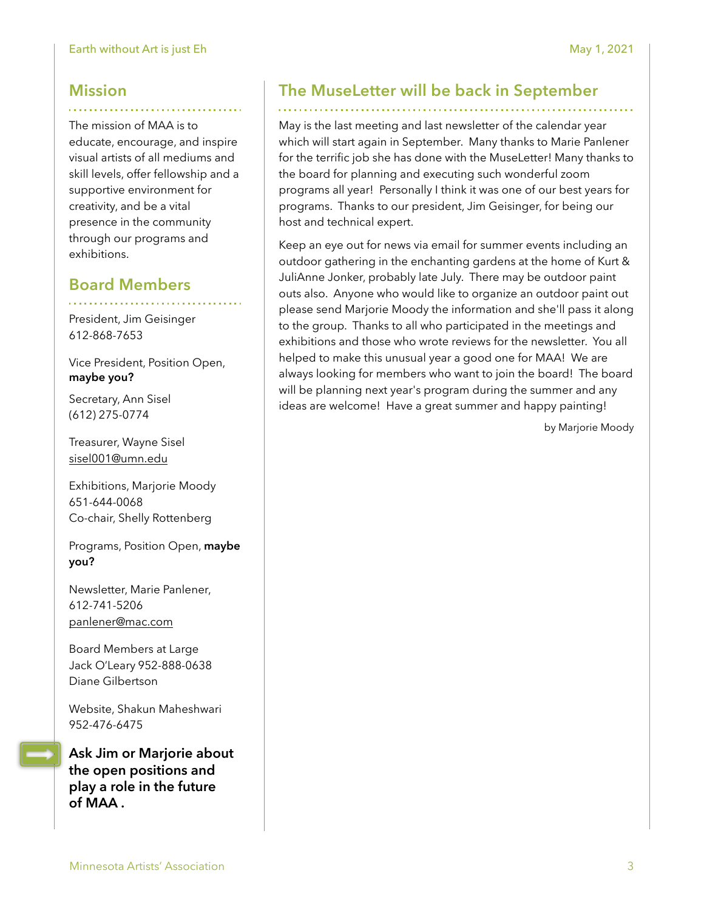## Mission

The mission of MAA is to educate, encourage, and inspire visual artists of all mediums and skill levels, offer fellowship and a supportive environment for creativity, and be a vital presence in the community through our programs and exhibitions.

## Board Members

President, Jim Geisinger
612-868-7653

Vice President, Position Open, **maybe you?**

Secretary, Ann Sisel
(612) 275-0774

Treasurer, Wayne Sisel
sisel001@umn.edu

Exhibitions, Marjorie Moody
651-644-0068
Co-chair, Shelly Rottenberg

Programs, Position Open, **maybe you?**

Newsletter, Marie Panlener,
612-741-5206
panlener@mac.com

Board Members at Large
Jack O'Leary 952-888-0638
Diane Gilbertson

Website, Shakun Maheshwari
952-476-6475

**Ask Jim or Marjorie about the open positions and play a role in the future of MAA .**

## The MuseLetter will be back in September

May is the last meeting and last newsletter of the calendar year which will start again in September. Many thanks to Marie Panlener for the terrific job she has done with the MuseLetter! Many thanks to the board for planning and executing such wonderful zoom programs all year! Personally I think it was one of our best years for programs. Thanks to our president, Jim Geisinger, for being our host and technical expert.

Keep an eye out for news via email for summer events including an outdoor gathering in the enchanting gardens at the home of Kurt & JuliAnne Jonker, probably late July. There may be outdoor paint outs also. Anyone who would like to organize an outdoor paint out please send Marjorie Moody the information and she'll pass it along to the group. Thanks to all who participated in the meetings and exhibitions and those who wrote reviews for the newsletter. You all helped to make this unusual year a good one for MAA! We are always looking for members who want to join the board! The board will be planning next year's program during the summer and any ideas are welcome! Have a great summer and happy painting!

by Marjorie Moody